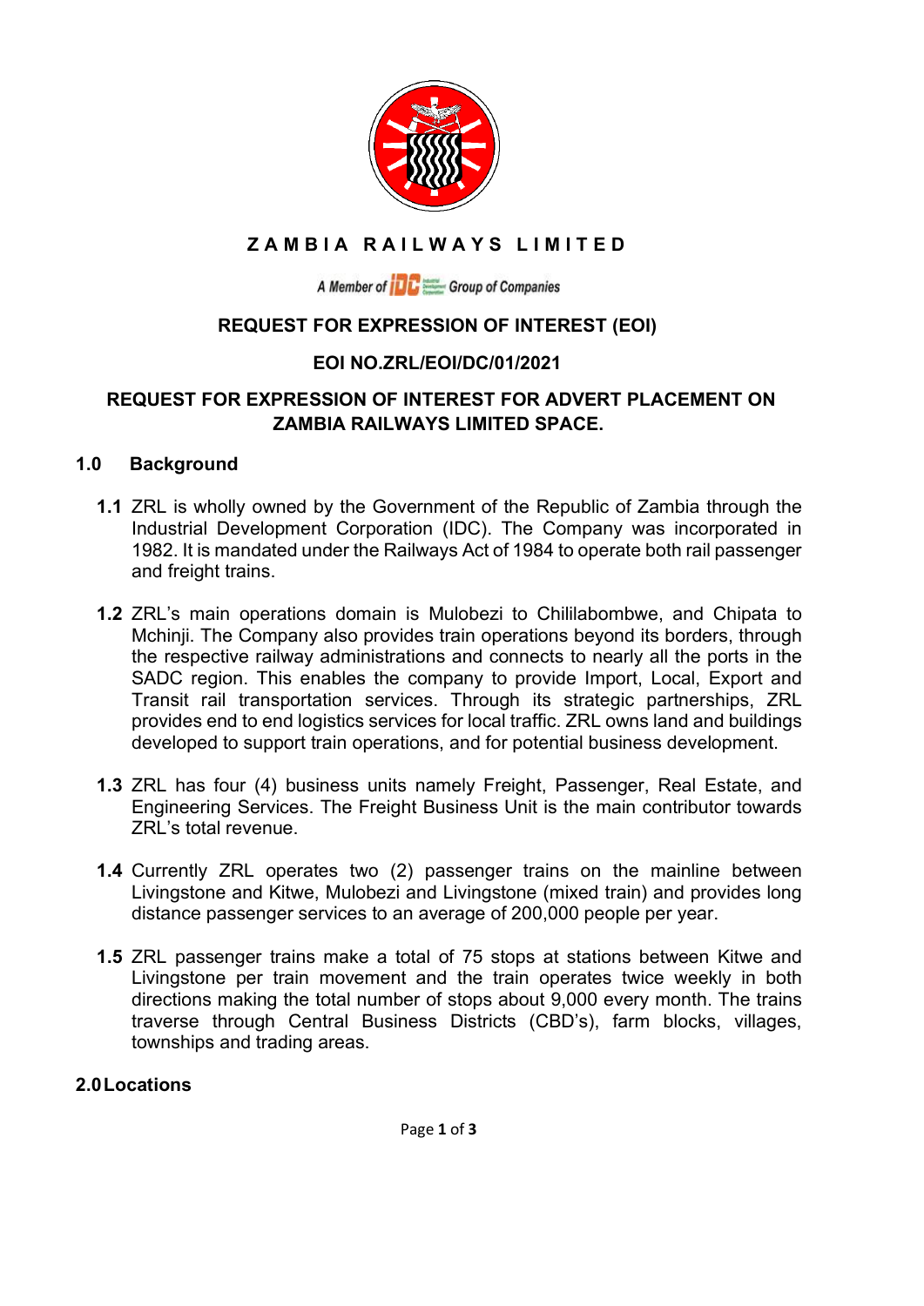# ZAMBIA RAILWAYS LIMITED

*A Member of IDC Group of Companies*

## REQUEST FOR EXPRESSION OF INTEREST (EOI)

## EOI NO.ZRL/EOI/DC/01/2021

## REQUEST FOR EXPRESSION OF INTEREST FOR ADVERT PLACEMENT ON ZAMBIA RAILWAYS LIMITED SPACE.

## 1.0 Background

**1.1** ZRL is wholly owned by the Government of the Republic of Zambia through the Industrial Development Corporation (IDC). The Company was incorporated in 1982. It is mandated under the Railways Act of 1984 to operate both rail passenger and freight trains.

**1.2** ZRL's main operations domain is Mulobezi to Chililabombwe, and Chipata to Mchinji. The Company also provides train operations beyond its borders, through the respective railway administrations and connects to nearly all the ports in the SADC region. This enables the company to provide Import, Local, Export and Transit rail transportation services. Through its strategic partnerships, ZRL provides end to end logistics services for local traffic. ZRL owns land and buildings developed to support train operations, and for potential business development.

**1.3** ZRL has four (4) business units namely Freight, Passenger, Real Estate, and Engineering Services. The Freight Business Unit is the main contributor towards ZRL's total revenue.

**1.4** Currently ZRL operates two (2) passenger trains on the mainline between Livingstone and Kitwe, Mulobezi and Livingstone (mixed train) and provides long distance passenger services to an average of 200,000 people per year.

**1.5** ZRL passenger trains make a total of 75 stops at stations between Kitwe and Livingstone per train movement and the train operates twice weekly in both directions making the total number of stops about 9,000 every month. The trains traverse through Central Business Districts (CBD's), farm blocks, villages, townships and trading areas.

## 2.0 Locations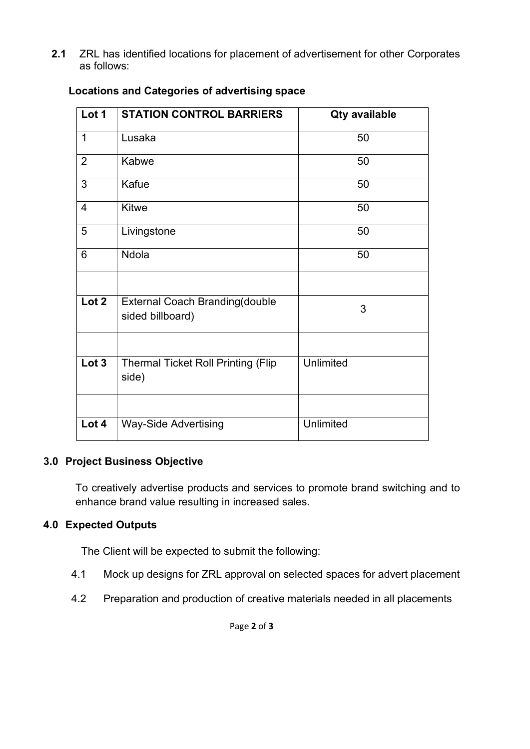**2.1** ZRL has identified locations for placement of advertisement for other Corporates as follows:

**Locations and Categories of advertising space**

| **Lot 1** | **STATION CONTROL BARRIERS** | **Qty available** |
|---|---|---|
| 1 | Lusaka | 50 |
| 2 | Kabwe | 50 |
| 3 | Kafue | 50 |
| 4 | Kitwe | 50 |
| 5 | Livingstone | 50 |
| 6 | Ndola | 50 |
| | | |
| **Lot 2** | External Coach Branding(double sided billboard) | 3 |
| | | |
| **Lot 3** | Thermal Ticket Roll Printing (Flip side) | Unlimited |
| | | |
| **Lot 4** | Way-Side Advertising | Unlimited |

## 3.0 Project Business Objective

To creatively advertise products and services to promote brand switching and to enhance brand value resulting in increased sales.

## 4.0 Expected Outputs

The Client will be expected to submit the following:

4.1 Mock up designs for ZRL approval on selected spaces for advert placement

4.2 Preparation and production of creative materials needed in all placements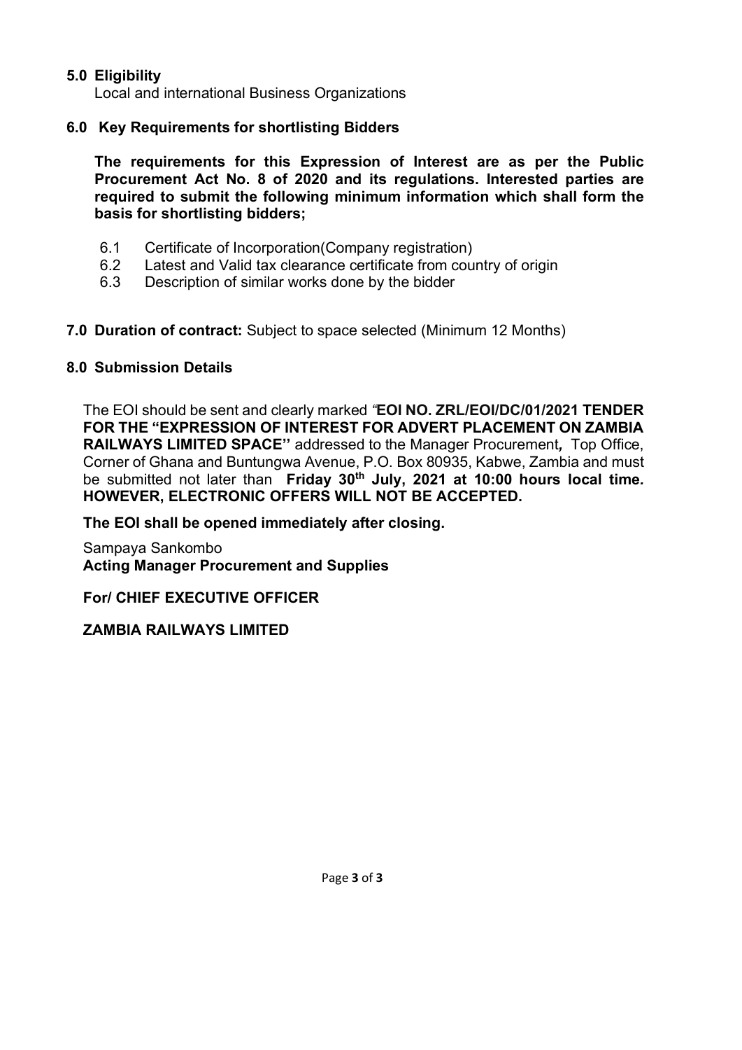## 5.0 Eligibility

Local and international Business Organizations

## 6.0 Key Requirements for shortlisting Bidders

**The requirements for this Expression of Interest are as per the Public Procurement Act No. 8 of 2020 and its regulations. Interested parties are required to submit the following minimum information which shall form the basis for shortlisting bidders;**

- 6.1 Certificate of Incorporation(Company registration)
- 6.2 Latest and Valid tax clearance certificate from country of origin
- 6.3 Description of similar works done by the bidder

## 7.0 Duration of contract: Subject to space selected (Minimum 12 Months)

## 8.0 Submission Details

The EOI should be sent and clearly marked *"***EOI NO. ZRL/EOI/DC/01/2021 TENDER FOR THE "EXPRESSION OF INTEREST FOR ADVERT PLACEMENT ON ZAMBIA RAILWAYS LIMITED SPACE''** addressed to the Manager Procurement***,*** Top Office, Corner of Ghana and Buntungwa Avenue, P.O. Box 80935, Kabwe, Zambia and must be submitted not later than **Friday 30th July, 2021 at 10:00 hours local time*.* HOWEVER, ELECTRONIC OFFERS WILL NOT BE ACCEPTED.**

**The EOI shall be opened immediately after closing.**

Sampaya Sankombo
**Acting Manager Procurement and Supplies**

**For/ CHIEF EXECUTIVE OFFICER**

**ZAMBIA RAILWAYS LIMITED**